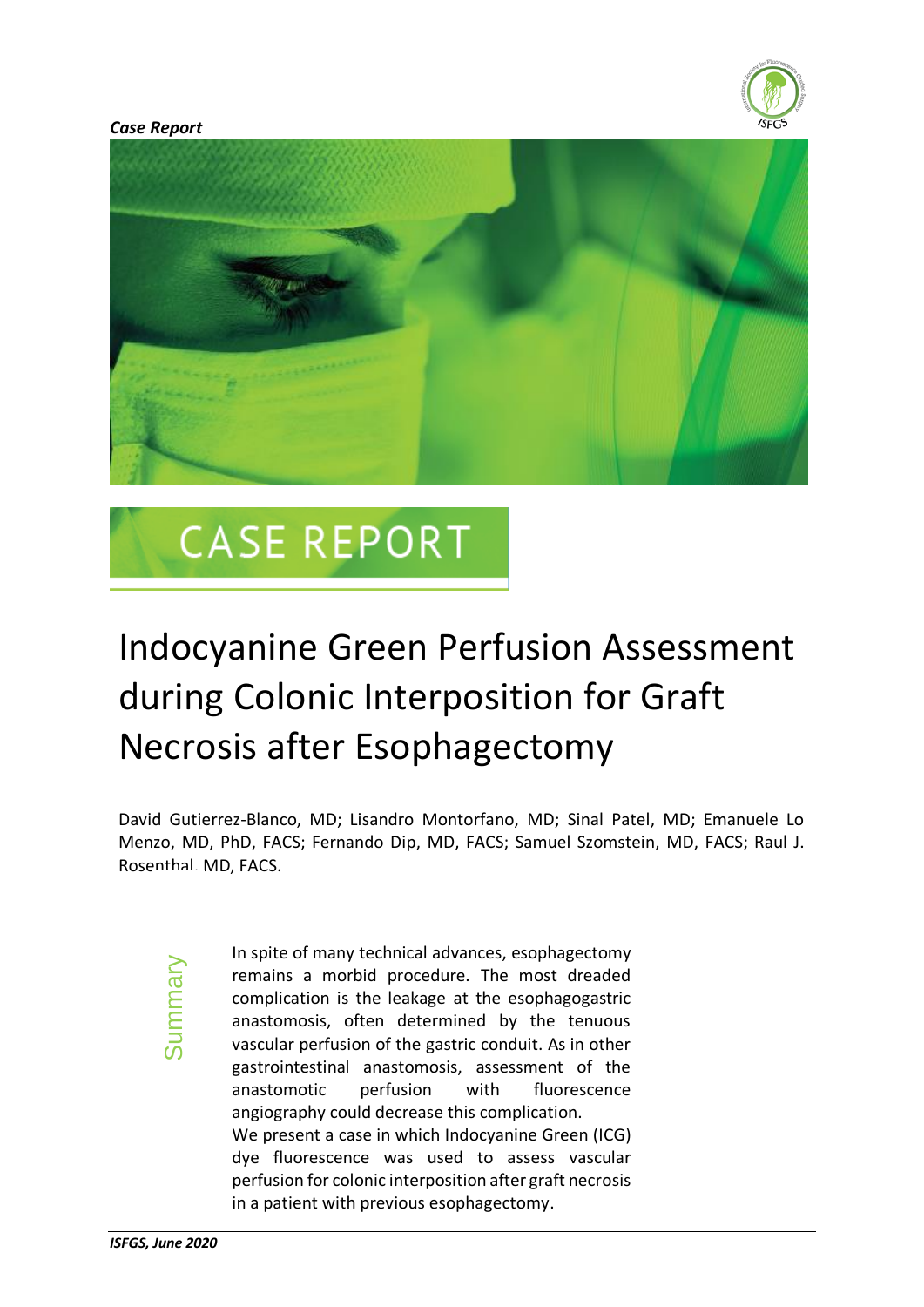*Case Report*

# CASE REPORT

# Indocyanine Green Perfusion Assessment during Colonic Interposition for Graft Necrosis after Esophagectomy

David Gutierrez-Blanco, MD; Lisandro Montorfano, MD; Sinal Patel, MD; Emanuele Lo Menzo, MD, PhD, FACS; Fernando Dip, MD, FACS; Samuel Szomstein, MD, FACS; Raul J. Rosenthal, MD, FACS.

## Summary

In spite of many technical advances, esophagectomy remains a morbid procedure. The most dreaded complication is the leakage at the esophagogastric anastomosis, often determined by the tenuous vascular perfusion of the gastric conduit. As in other gastrointestinal anastomosis, assessment of the anastomotic perfusion with fluorescence angiography could decrease this complication.

We present a case in which Indocyanine Green (ICG) dye fluorescence was used to assess vascular perfusion for colonic interposition after graft necrosis in a patient with previous esophagectomy.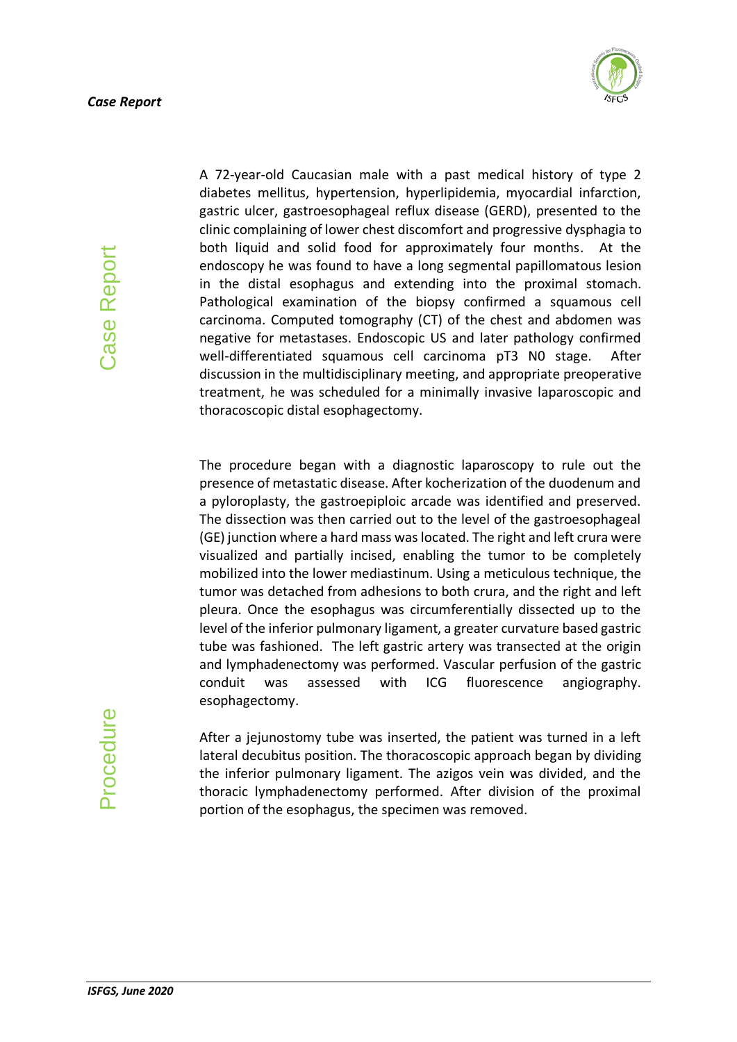## Case Report

A 72-year-old Caucasian male with a past medical history of type 2 diabetes mellitus, hypertension, hyperlipidemia, myocardial infarction, gastric ulcer, gastroesophageal reflux disease (GERD), presented to the clinic complaining of lower chest discomfort and progressive dysphagia to both liquid and solid food for approximately four months. At the endoscopy he was found to have a long segmental papillomatous lesion in the distal esophagus and extending into the proximal stomach. Pathological examination of the biopsy confirmed a squamous cell carcinoma. Computed tomography (CT) of the chest and abdomen was negative for metastases. Endoscopic US and later pathology confirmed well-differentiated squamous cell carcinoma pT3 N0 stage. After discussion in the multidisciplinary meeting, and appropriate preoperative treatment, he was scheduled for a minimally invasive laparoscopic and thoracoscopic distal esophagectomy.

## Procedure

The procedure began with a diagnostic laparoscopy to rule out the presence of metastatic disease. After kocherization of the duodenum and a pyloroplasty, the gastroepiploic arcade was identified and preserved. The dissection was then carried out to the level of the gastroesophageal (GE) junction where a hard mass was located. The right and left crura were visualized and partially incised, enabling the tumor to be completely mobilized into the lower mediastinum. Using a meticulous technique, the tumor was detached from adhesions to both crura, and the right and left pleura. Once the esophagus was circumferentially dissected up to the level of the inferior pulmonary ligament, a greater curvature based gastric tube was fashioned. The left gastric artery was transected at the origin and lymphadenectomy was performed. Vascular perfusion of the gastric conduit was assessed with ICG fluorescence angiography. esophagectomy.

After a jejunostomy tube was inserted, the patient was turned in a left lateral decubitus position. The thoracoscopic approach began by dividing the inferior pulmonary ligament. The azigos vein was divided, and the thoracic lymphadenectomy performed. After division of the proximal portion of the esophagus, the specimen was removed.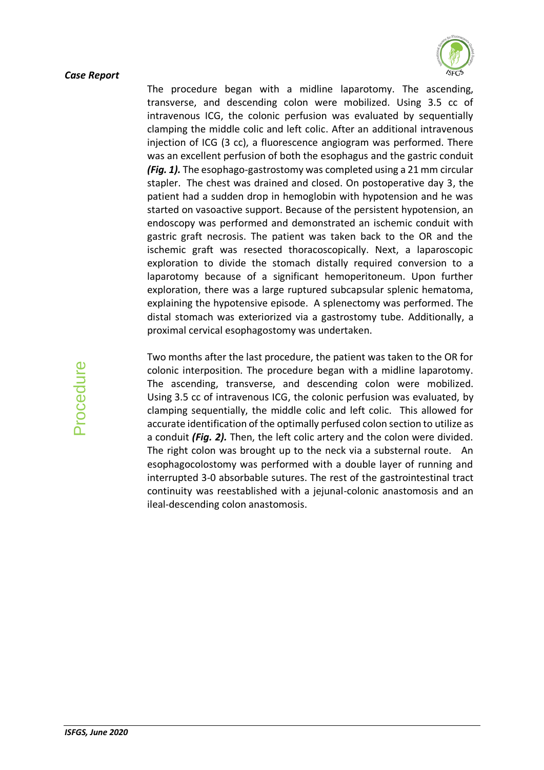*Case Report*

Procedure

The procedure began with a midline laparotomy. The ascending, transverse, and descending colon were mobilized. Using 3.5 cc of intravenous ICG, the colonic perfusion was evaluated by sequentially clamping the middle colic and left colic. After an additional intravenous injection of ICG (3 cc), a fluorescence angiogram was performed. There was an excellent perfusion of both the esophagus and the gastric conduit ***(Fig. 1).*** The esophago-gastrostomy was completed using a 21 mm circular stapler. The chest was drained and closed. On postoperative day 3, the patient had a sudden drop in hemoglobin with hypotension and he was started on vasoactive support. Because of the persistent hypotension, an endoscopy was performed and demonstrated an ischemic conduit with gastric graft necrosis. The patient was taken back to the OR and the ischemic graft was resected thoracoscopically. Next, a laparoscopic exploration to divide the stomach distally required conversion to a laparotomy because of a significant hemoperitoneum. Upon further exploration, there was a large ruptured subcapsular splenic hematoma, explaining the hypotensive episode. A splenectomy was performed. The distal stomach was exteriorized via a gastrostomy tube. Additionally, a proximal cervical esophagostomy was undertaken.

Two months after the last procedure, the patient was taken to the OR for colonic interposition. The procedure began with a midline laparotomy. The ascending, transverse, and descending colon were mobilized. Using 3.5 cc of intravenous ICG, the colonic perfusion was evaluated, by clamping sequentially, the middle colic and left colic. This allowed for accurate identification of the optimally perfused colon section to utilize as a conduit ***(Fig. 2).*** Then, the left colic artery and the colon were divided. The right colon was brought up to the neck via a substernal route. An esophagocolostomy was performed with a double layer of running and interrupted 3-0 absorbable sutures. The rest of the gastrointestinal tract continuity was reestablished with a jejunal-colonic anastomosis and an ileal-descending colon anastomosis.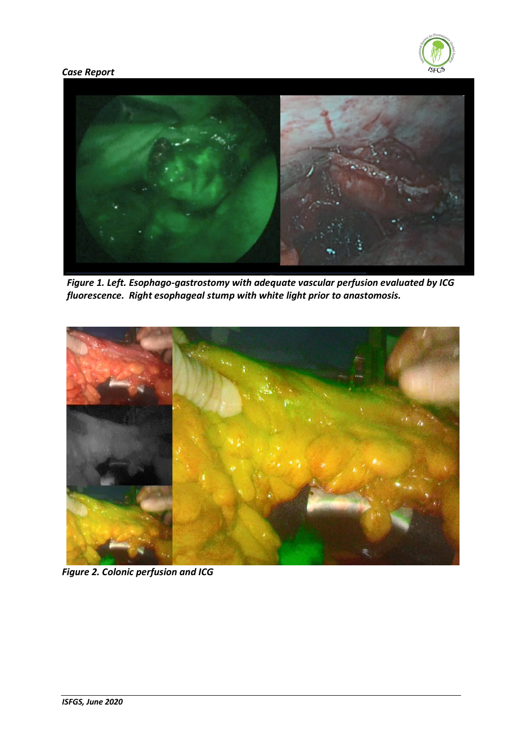*Case Report*

***Figure 1. Left. Esophago-gastrostomy with adequate vascular perfusion evaluated by ICG fluorescence. Right esophageal stump with white light prior to anastomosis.***

***Figure 2. Colonic perfusion and ICG***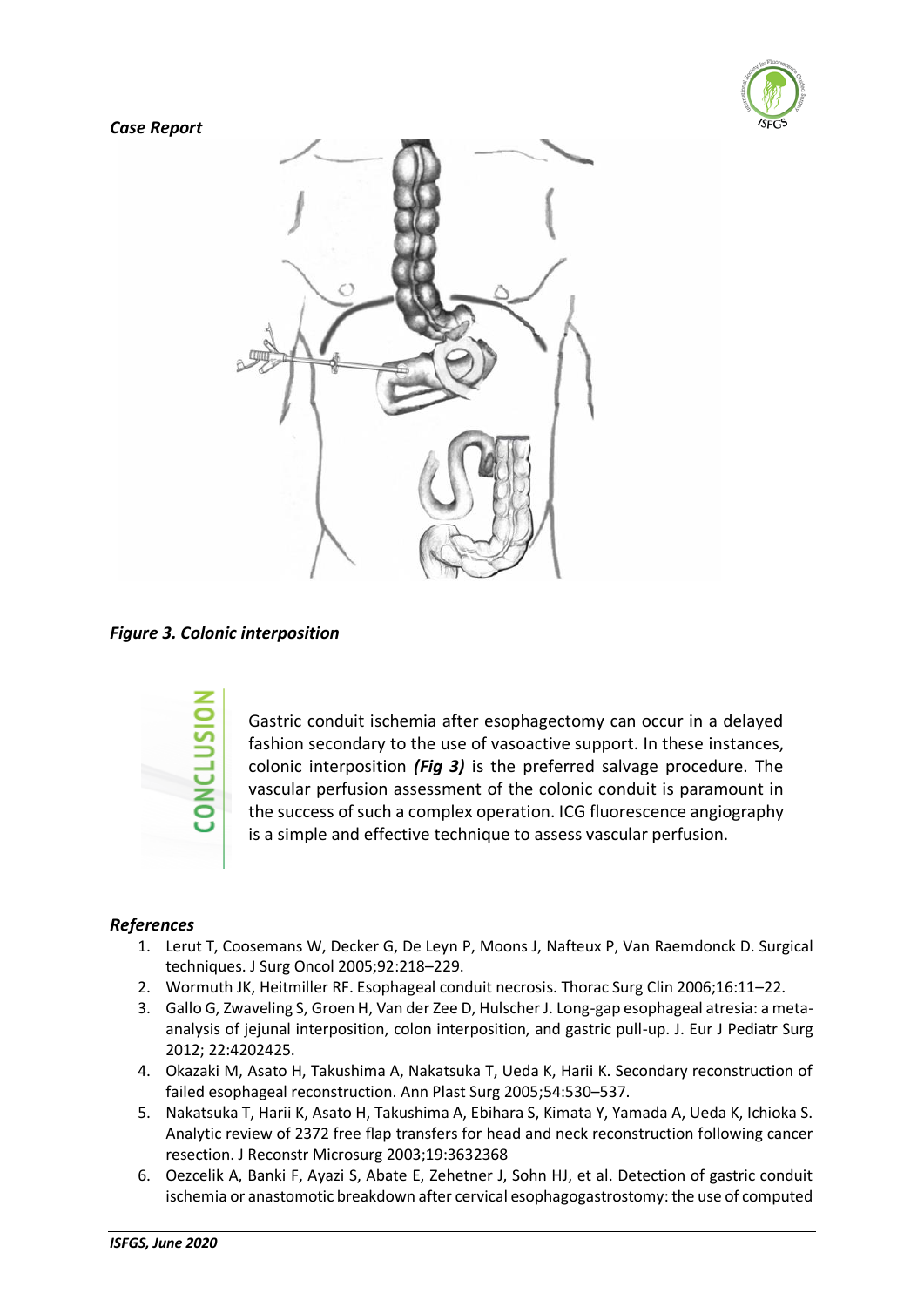*Case Report*

*Figure 3. Colonic interposition*

## CONCLUSION

Gastric conduit ischemia after esophagectomy can occur in a delayed fashion secondary to the use of vasoactive support. In these instances, colonic interposition ***(Fig 3)*** is the preferred salvage procedure. The vascular perfusion assessment of the colonic conduit is paramount in the success of such a complex operation. ICG fluorescence angiography is a simple and effective technique to assess vascular perfusion.

### *References*

1. Lerut T, Coosemans W, Decker G, De Leyn P, Moons J, Nafteux P, Van Raemdonck D. Surgical techniques. J Surg Oncol 2005;92:218–229.
2. Wormuth JK, Heitmiller RF. Esophageal conduit necrosis. Thorac Surg Clin 2006;16:11–22.
3. Gallo G, Zwaveling S, Groen H, Van der Zee D, Hulscher J. Long-gap esophageal atresia: a meta-analysis of jejunal interposition, colon interposition, and gastric pull-up. J. Eur J Pediatr Surg 2012; 22:4202425.
4. Okazaki M, Asato H, Takushima A, Nakatsuka T, Ueda K, Harii K. Secondary reconstruction of failed esophageal reconstruction. Ann Plast Surg 2005;54:530–537.
5. Nakatsuka T, Harii K, Asato H, Takushima A, Ebihara S, Kimata Y, Yamada A, Ueda K, Ichioka S. Analytic review of 2372 free flap transfers for head and neck reconstruction following cancer resection. J Reconstr Microsurg 2003;19:3632368
6. Oezcelik A, Banki F, Ayazi S, Abate E, Zehetner J, Sohn HJ, et al. Detection of gastric conduit ischemia or anastomotic breakdown after cervical esophagogastrostomy: the use of computed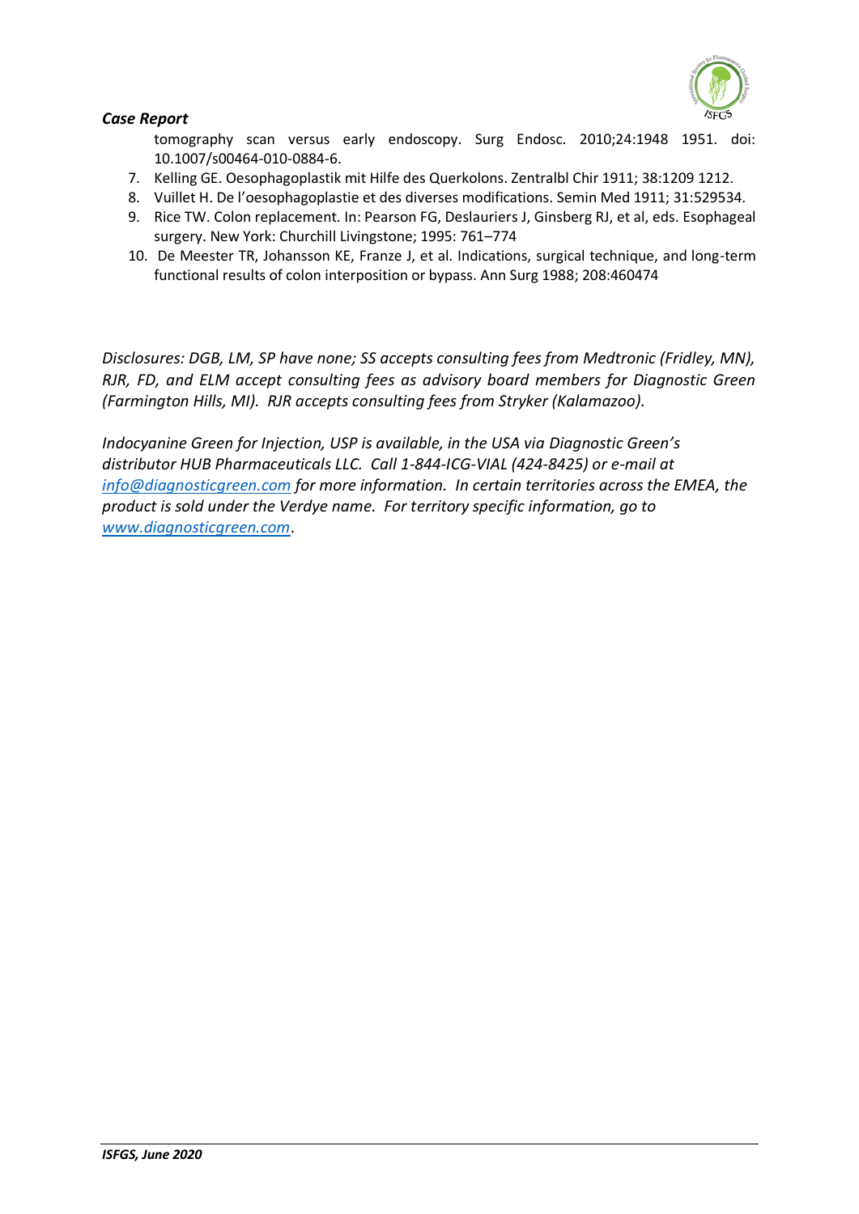tomography scan versus early endoscopy. Surg Endosc. 2010;24:1948 1951. doi: 10.1007/s00464-010-0884-6.

7. Kelling GE. Oesophagoplastik mit Hilfe des Querkolons. Zentralbl Chir 1911; 38:1209 1212.
8. Vuillet H. De l'oesophagoplastie et des diverses modifications. Semin Med 1911; 31:529534.
9. Rice TW. Colon replacement. In: Pearson FG, Deslauriers J, Ginsberg RJ, et al, eds. Esophageal surgery. New York: Churchill Livingstone; 1995: 761–774
10. De Meester TR, Johansson KE, Franze J, et al. Indications, surgical technique, and long-term functional results of colon interposition or bypass. Ann Surg 1988; 208:460474

*Disclosures: DGB, LM, SP have none; SS accepts consulting fees from Medtronic (Fridley, MN), RJR, FD, and ELM accept consulting fees as advisory board members for Diagnostic Green (Farmington Hills, MI). RJR accepts consulting fees from Stryker (Kalamazoo).*

*Indocyanine Green for Injection, USP is available, in the USA via Diagnostic Green's distributor HUB Pharmaceuticals LLC. Call 1-844-ICG-VIAL (424-8425) or e-mail at [info@diagnosticgreen.com](mailto:info@diagnosticgreen.com) for more information. In certain territories across the EMEA, the product is sold under the Verdye name. For territory specific information, go to [www.diagnosticgreen.com](http://www.diagnosticgreen.com).*